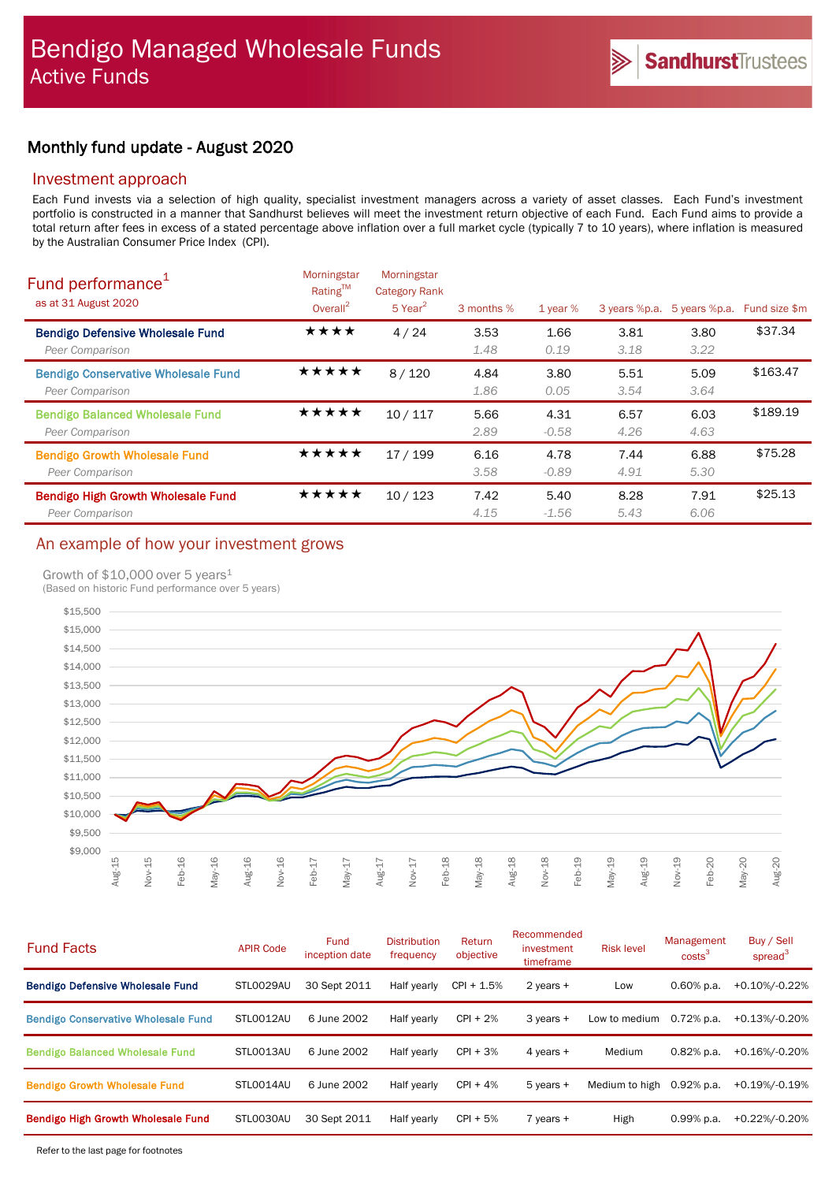# Bendigo Managed Wholesale Funds
## Active Funds

SandhurstTrustees

## Monthly fund update - August 2020

### Investment approach

Each Fund invests via a selection of high quality, specialist investment managers across a variety of asset classes. Each Fund's investment portfolio is constructed in a manner that Sandhurst believes will meet the investment return objective of each Fund. Each Fund aims to provide a total return after fees in excess of a stated percentage above inflation over a full market cycle (typically 7 to 10 years), where inflation is measured by the Australian Consumer Price Index (CPI).

### Fund performance[1]

as at 31 August 2020

| | Morningstar Rating™ Overall[2] | Morningstar Category Rank 5 Year[2] | 3 months % | 1 year % | 3 years %p.a. | 5 years %p.a. | Fund size $m |
|---|---|---|---|---|---|---|---|
| **Bendigo Defensive Wholesale Fund** | ★★★★ | 4 / 24 | 3.53 | 1.66 | 3.81 | 3.80 | $37.34 |
| *Peer Comparison* | | | *1.48* | *0.19* | *3.18* | *3.22* | |
| **Bendigo Conservative Wholesale Fund** | ★★★★★ | 8 / 120 | 4.84 | 3.80 | 5.51 | 5.09 | $163.47 |
| *Peer Comparison* | | | *1.86* | *0.05* | *3.54* | *3.64* | |
| **Bendigo Balanced Wholesale Fund** | ★★★★★ | 10 / 117 | 5.66 | 4.31 | 6.57 | 6.03 | $189.19 |
| *Peer Comparison* | | | *2.89* | *-0.58* | *4.26* | *4.63* | |
| **Bendigo Growth Wholesale Fund** | ★★★★★ | 17 / 199 | 6.16 | 4.78 | 7.44 | 6.88 | $75.28 |
| *Peer Comparison* | | | *3.58* | *-0.89* | *4.91* | *5.30* | |
| **Bendigo High Growth Wholesale Fund** | ★★★★★ | 10 / 123 | 7.42 | 5.40 | 8.28 | 7.91 | $25.13 |
| *Peer Comparison* | | | *4.15* | *-1.56* | *5.43* | *6.06* | |

### An example of how your investment grows

Growth of $10,000 over 5 years[1]
(Based on historic Fund performance over 5 years)

### Fund Facts

| | APIR Code | Fund inception date | Distribution frequency | Return objective | Recommended investment timeframe | Risk level | Management costs[3] | Buy / Sell spread[3] |
|---|---|---|---|---|---|---|---|---|
| **Bendigo Defensive Wholesale Fund** | STL0029AU | 30 Sept 2011 | Half yearly | CPI + 1.5% | 2 years + | Low | 0.60% p.a. | +0.10%/-0.22% |
| **Bendigo Conservative Wholesale Fund** | STL0012AU | 6 June 2002 | Half yearly | CPI + 2% | 3 years + | Low to medium | 0.72% p.a. | +0.13%/-0.20% |
| **Bendigo Balanced Wholesale Fund** | STL0013AU | 6 June 2002 | Half yearly | CPI + 3% | 4 years + | Medium | 0.82% p.a. | +0.16%/-0.20% |
| **Bendigo Growth Wholesale Fund** | STL0014AU | 6 June 2002 | Half yearly | CPI + 4% | 5 years + | Medium to high | 0.92% p.a. | +0.19%/-0.19% |
| **Bendigo High Growth Wholesale Fund** | STL0030AU | 30 Sept 2011 | Half yearly | CPI + 5% | 7 years + | High | 0.99% p.a. | +0.22%/-0.20% |

Refer to the last page for footnotes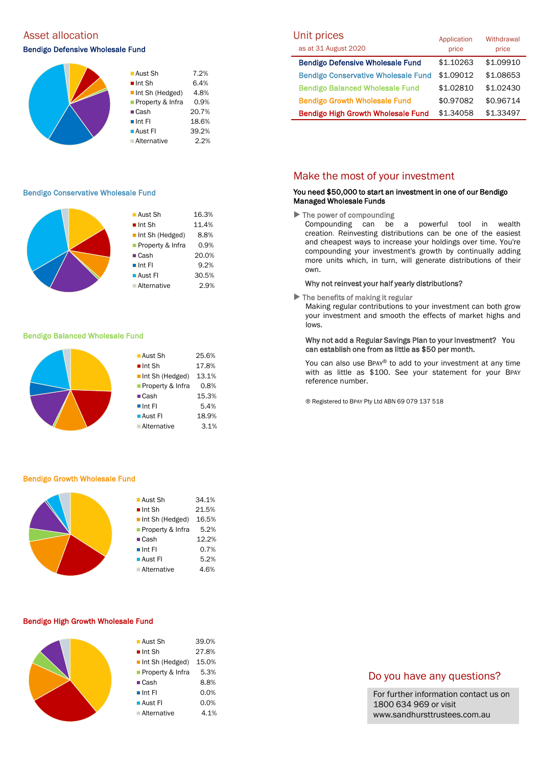## Asset allocation

### Bendigo Defensive Wholesale Fund

| Asset | Allocation |
|---|---|
| Aust Sh | 7.2% |
| Int Sh | 6.4% |
| Int Sh (Hedged) | 4.8% |
| Property & Infra | 0.9% |
| Cash | 20.7% |
| Int FI | 18.6% |
| Aust FI | 39.2% |
| Alternative | 2.2% |

### Bendigo Conservative Wholesale Fund

| Asset | Allocation |
|---|---|
| Aust Sh | 16.3% |
| Int Sh | 11.4% |
| Int Sh (Hedged) | 8.8% |
| Property & Infra | 0.9% |
| Cash | 20.0% |
| Int FI | 9.2% |
| Aust FI | 30.5% |
| Alternative | 2.9% |

### Bendigo Balanced Wholesale Fund

| Asset | Allocation |
|---|---|
| Aust Sh | 25.6% |
| Int Sh | 17.8% |
| Int Sh (Hedged) | 13.1% |
| Property & Infra | 0.8% |
| Cash | 15.3% |
| Int FI | 5.4% |
| Aust FI | 18.9% |
| Alternative | 3.1% |

### Bendigo Growth Wholesale Fund

| Asset | Allocation |
|---|---|
| Aust Sh | 34.1% |
| Int Sh | 21.5% |
| Int Sh (Hedged) | 16.5% |
| Property & Infra | 5.2% |
| Cash | 12.2% |
| Int FI | 0.7% |
| Aust FI | 5.2% |
| Alternative | 4.6% |

### Bendigo High Growth Wholesale Fund

| Asset | Allocation |
|---|---|
| Aust Sh | 39.0% |
| Int Sh | 27.8% |
| Int Sh (Hedged) | 15.0% |
| Property & Infra | 5.3% |
| Cash | 8.8% |
| Int FI | 0.0% |
| Aust FI | 0.0% |
| Alternative | 4.1% |

## Unit prices

as at 31 August 2020

| Fund | Application price | Withdrawal price |
|---|---|---|
| Bendigo Defensive Wholesale Fund | $1.10263 | $1.09910 |
| Bendigo Conservative Wholesale Fund | $1.09012 | $1.08653 |
| Bendigo Balanced Wholesale Fund | $1.02810 | $1.02430 |
| Bendigo Growth Wholesale Fund | $0.97082 | $0.96714 |
| Bendigo High Growth Wholesale Fund | $1.34058 | $1.33497 |

## Make the most of your investment

**You need $50,000 to start an investment in one of our Bendigo Managed Wholesale Funds**

- **The power of compounding**

  Compounding can be a powerful tool in wealth creation. Reinvesting distributions can be one of the easiest and cheapest ways to increase your holdings over time. You're compounding your investment's growth by continually adding more units which, in turn, will generate distributions of their own.

  **Why not reinvest your half yearly distributions?**

- **The benefits of making it regular**

  Making regular contributions to your investment can both grow your investment and smooth the effects of market highs and lows.

  **Why not add a Regular Savings Plan to your investment? You can establish one from as little as $50 per month.**

  You can also use BPAY® to add to your investment at any time with as little as $100. See your statement for your BPAY reference number.

® Registered to BPAY Pty Ltd ABN 69 079 137 518

## Do you have any questions?

For further information contact us on 1800 634 969 or visit www.sandhursttrustees.com.au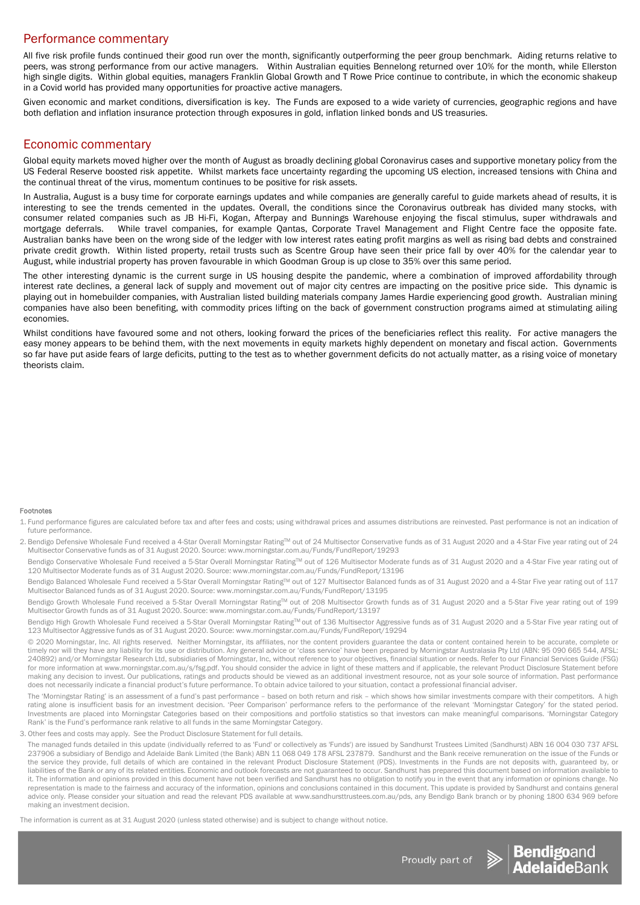## Performance commentary

All five risk profile funds continued their good run over the month, significantly outperforming the peer group benchmark. Aiding returns relative to peers, was strong performance from our active managers. Within Australian equities Bennelong returned over 10% for the month, while Ellerston high single digits. Within global equities, managers Franklin Global Growth and T Rowe Price continue to contribute, in which the economic shakeup in a Covid world has provided many opportunities for proactive active managers.

Given economic and market conditions, diversification is key. The Funds are exposed to a wide variety of currencies, geographic regions and have both deflation and inflation insurance protection through exposures in gold, inflation linked bonds and US treasuries.

## Economic commentary

Global equity markets moved higher over the month of August as broadly declining global Coronavirus cases and supportive monetary policy from the US Federal Reserve boosted risk appetite. Whilst markets face uncertainty regarding the upcoming US election, increased tensions with China and the continual threat of the virus, momentum continues to be positive for risk assets.

In Australia, August is a busy time for corporate earnings updates and while companies are generally careful to guide markets ahead of results, it is interesting to see the trends cemented in the updates. Overall, the conditions since the Coronavirus outbreak has divided many stocks, with consumer related companies such as JB Hi-Fi, Kogan, Afterpay and Bunnings Warehouse enjoying the fiscal stimulus, super withdrawals and mortgage deferrals. While travel companies, for example Qantas, Corporate Travel Management and Flight Centre face the opposite fate. Australian banks have been on the wrong side of the ledger with low interest rates eating profit margins as well as rising bad debts and constrained private credit growth. Within listed property, retail trusts such as Scentre Group have seen their price fall by over 40% for the calendar year to August, while industrial property has proven favourable in which Goodman Group is up close to 35% over this same period.

The other interesting dynamic is the current surge in US housing despite the pandemic, where a combination of improved affordability through interest rate declines, a general lack of supply and movement out of major city centres are impacting on the positive price side. This dynamic is playing out in homebuilder companies, with Australian listed building materials company James Hardie experiencing good growth. Australian mining companies have also been benefiting, with commodity prices lifting on the back of government construction programs aimed at stimulating ailing economies.

Whilst conditions have favoured some and not others, looking forward the prices of the beneficiaries reflect this reality. For active managers the easy money appears to be behind them, with the next movements in equity markets highly dependent on monetary and fiscal action. Governments so far have put aside fears of large deficits, putting to the test as to whether government deficits do not actually matter, as a rising voice of monetary theorists claim.

#### Footnotes

1. Fund performance figures are calculated before tax and after fees and costs; using withdrawal prices and assumes distributions are reinvested. Past performance is not an indication of future performance.
2. Bendigo Defensive Wholesale Fund received a 4-Star Overall Morningstar Rating™ out of 24 Multisector Conservative funds as of 31 August 2020 and a 4-Star Five year rating out of 24 Multisector Conservative funds as of 31 August 2020. Source: www.morningstar.com.au/Funds/FundReport/19293

   Bendigo Conservative Wholesale Fund received a 5-Star Overall Morningstar Rating™ out of 126 Multisector Moderate funds as of 31 August 2020 and a 4-Star Five year rating out of 120 Multisector Moderate funds as of 31 August 2020. Source: www.morningstar.com.au/Funds/FundReport/13196

   Bendigo Balanced Wholesale Fund received a 5-Star Overall Morningstar Rating™ out of 127 Multisector Balanced funds as of 31 August 2020 and a 4-Star Five year rating out of 117 Multisector Balanced funds as of 31 August 2020. Source: www.morningstar.com.au/Funds/FundReport/13195

   Bendigo Growth Wholesale Fund received a 5-Star Overall Morningstar Rating™ out of 208 Multisector Growth funds as of 31 August 2020 and a 5-Star Five year rating out of 199 Multisector Growth funds as of 31 August 2020. Source: www.morningstar.com.au/Funds/FundReport/13197

   Bendigo High Growth Wholesale Fund received a 5-Star Overall Morningstar Rating™ out of 136 Multisector Aggressive funds as of 31 August 2020 and a 5-Star Five year rating out of 123 Multisector Aggressive funds as of 31 August 2020. Source: www.morningstar.com.au/Funds/FundReport/19294

   © 2020 Morningstar, Inc. All rights reserved. Neither Morningstar, its affiliates, nor the content providers guarantee the data or content contained herein to be accurate, complete or timely nor will they have any liability for its use or distribution. Any general advice or 'class service' have been prepared by Morningstar Australasia Pty Ltd (ABN: 95 090 665 544, AFSL: 240892) and/or Morningstar Research Ltd, subsidiaries of Morningstar, Inc, without reference to your objectives, financial situation or needs. Refer to our Financial Services Guide (FSG) for more information at www.morningstar.com.au/s/fsg.pdf. You should consider the advice in light of these matters and if applicable, the relevant Product Disclosure Statement before making any decision to invest. Our publications, ratings and products should be viewed as an additional investment resource, not as your sole source of information. Past performance does not necessarily indicate a financial product's future performance. To obtain advice tailored to your situation, contact a professional financial adviser.

   The 'Morningstar Rating' is an assessment of a fund's past performance – based on both return and risk – which shows how similar investments compare with their competitors. A high rating alone is insufficient basis for an investment decision. 'Peer Comparison' performance refers to the performance of the relevant 'Morningstar Category' for the stated period. Investments are placed into Morningstar Categories based on their compositions and portfolio statistics so that investors can make meaningful comparisons. 'Morningstar Category Rank' is the Fund's performance rank relative to all funds in the same Morningstar Category.
3. Other fees and costs may apply. See the Product Disclosure Statement for full details.

   The managed funds detailed in this update (individually referred to as 'Fund' or collectively as 'Funds') are issued by Sandhurst Trustees Limited (Sandhurst) ABN 16 004 030 737 AFSL 237906 a subsidiary of Bendigo and Adelaide Bank Limited (the Bank) ABN 11 068 049 178 AFSL 237879. Sandhurst and the Bank receive remuneration on the issue of the Funds or the service they provide, full details of which are contained in the relevant Product Disclosure Statement (PDS). Investments in the Funds are not deposits with, guaranteed by, or liabilities of the Bank or any of its related entities. Economic and outlook forecasts are not guaranteed to occur. Sandhurst has prepared this document based on information available to it. The information and opinions provided in this document have not been verified and Sandhurst has no obligation to notify you in the event that any information or opinions change. No representation is made to the fairness and accuracy of the information, opinions and conclusions contained in this document. This update is provided by Sandhurst and contains general advice only. Please consider your situation and read the relevant PDS available at www.sandhursttrustees.com.au/pds, any Bendigo Bank branch or by phoning 1800 634 969 before making an investment decision.

The information is current as at 31 August 2020 (unless stated otherwise) and is subject to change without notice.

Proudly part of Bendigo and Adelaide Bank